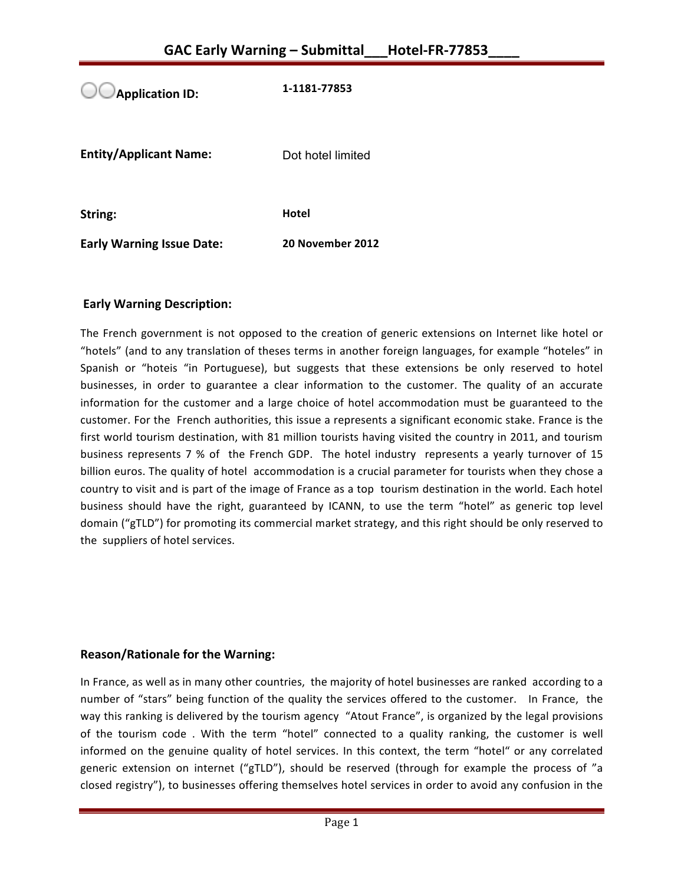# GAC Early Warning – Submittal___Hotel-FR-77853____

| | |
|---|---|
| **Application ID:** | **1-1181-77853** |
| **Entity/Applicant Name:** | Dot hotel limited |
| **String:** | **Hotel** |
| **Early Warning Issue Date:** | **20 November 2012** |

## Early Warning Description:

The French government is not opposed to the creation of generic extensions on Internet like hotel or "hotels" (and to any translation of theses terms in another foreign languages, for example "hoteles" in Spanish or "hoteis "in Portuguese), but suggests that these extensions be only reserved to hotel businesses, in order to guarantee a clear information to the customer. The quality of an accurate information for the customer and a large choice of hotel accommodation must be guaranteed to the customer. For the French authorities, this issue a represents a significant economic stake. France is the first world tourism destination, with 81 million tourists having visited the country in 2011, and tourism business represents 7 % of the French GDP. The hotel industry represents a yearly turnover of 15 billion euros. The quality of hotel accommodation is a crucial parameter for tourists when they chose a country to visit and is part of the image of France as a top tourism destination in the world. Each hotel business should have the right, guaranteed by ICANN, to use the term "hotel" as generic top level domain ("gTLD") for promoting its commercial market strategy, and this right should be only reserved to the suppliers of hotel services.

## Reason/Rationale for the Warning:

In France, as well as in many other countries, the majority of hotel businesses are ranked according to a number of "stars" being function of the quality the services offered to the customer. In France, the way this ranking is delivered by the tourism agency "Atout France", is organized by the legal provisions of the tourism code . With the term "hotel" connected to a quality ranking, the customer is well informed on the genuine quality of hotel services. In this context, the term "hotel" or any correlated generic extension on internet ("gTLD"), should be reserved (through for example the process of "a closed registry"), to businesses offering themselves hotel services in order to avoid any confusion in the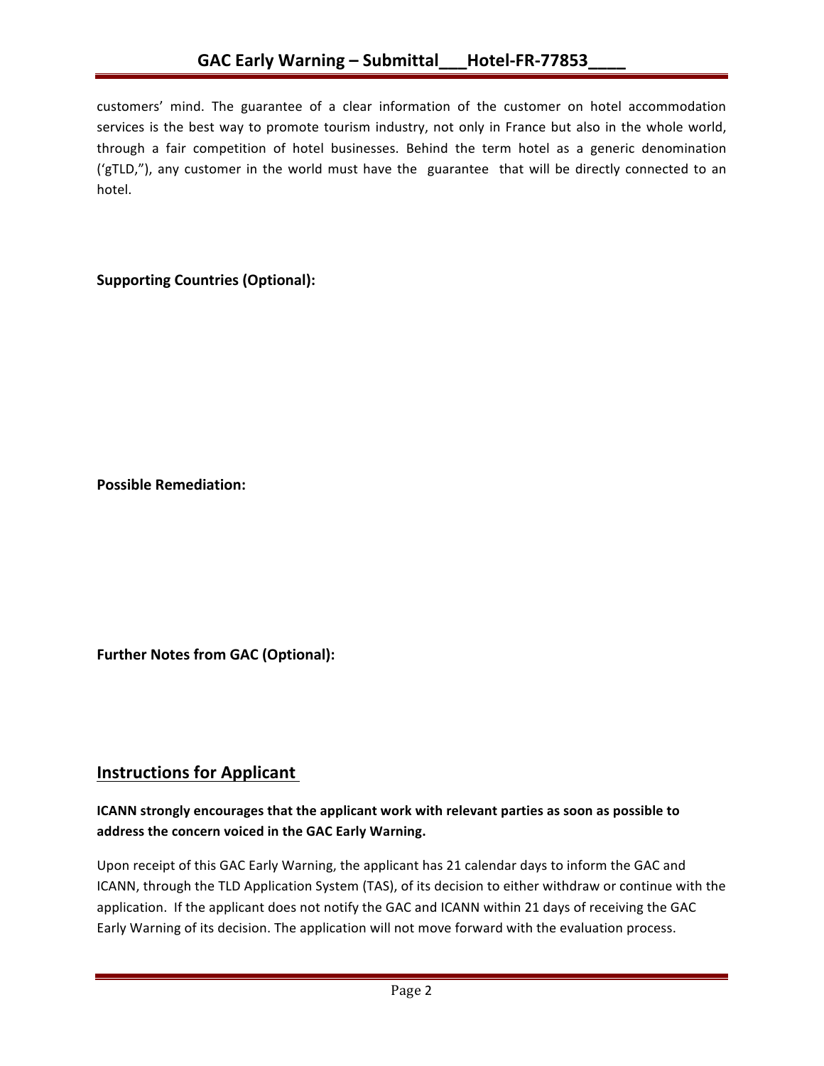customers' mind. The guarantee of a clear information of the customer on hotel accommodation services is the best way to promote tourism industry, not only in France but also in the whole world, through a fair competition of hotel businesses. Behind the term hotel as a generic denomination ('gTLD,"), any customer in the world must have the guarantee that will be directly connected to an hotel.

**Supporting Countries (Optional):**

**Possible Remediation:**

**Further Notes from GAC (Optional):**

## Instructions for Applicant

**ICANN strongly encourages that the applicant work with relevant parties as soon as possible to address the concern voiced in the GAC Early Warning.**

Upon receipt of this GAC Early Warning, the applicant has 21 calendar days to inform the GAC and ICANN, through the TLD Application System (TAS), of its decision to either withdraw or continue with the application. If the applicant does not notify the GAC and ICANN within 21 days of receiving the GAC Early Warning of its decision. The application will not move forward with the evaluation process.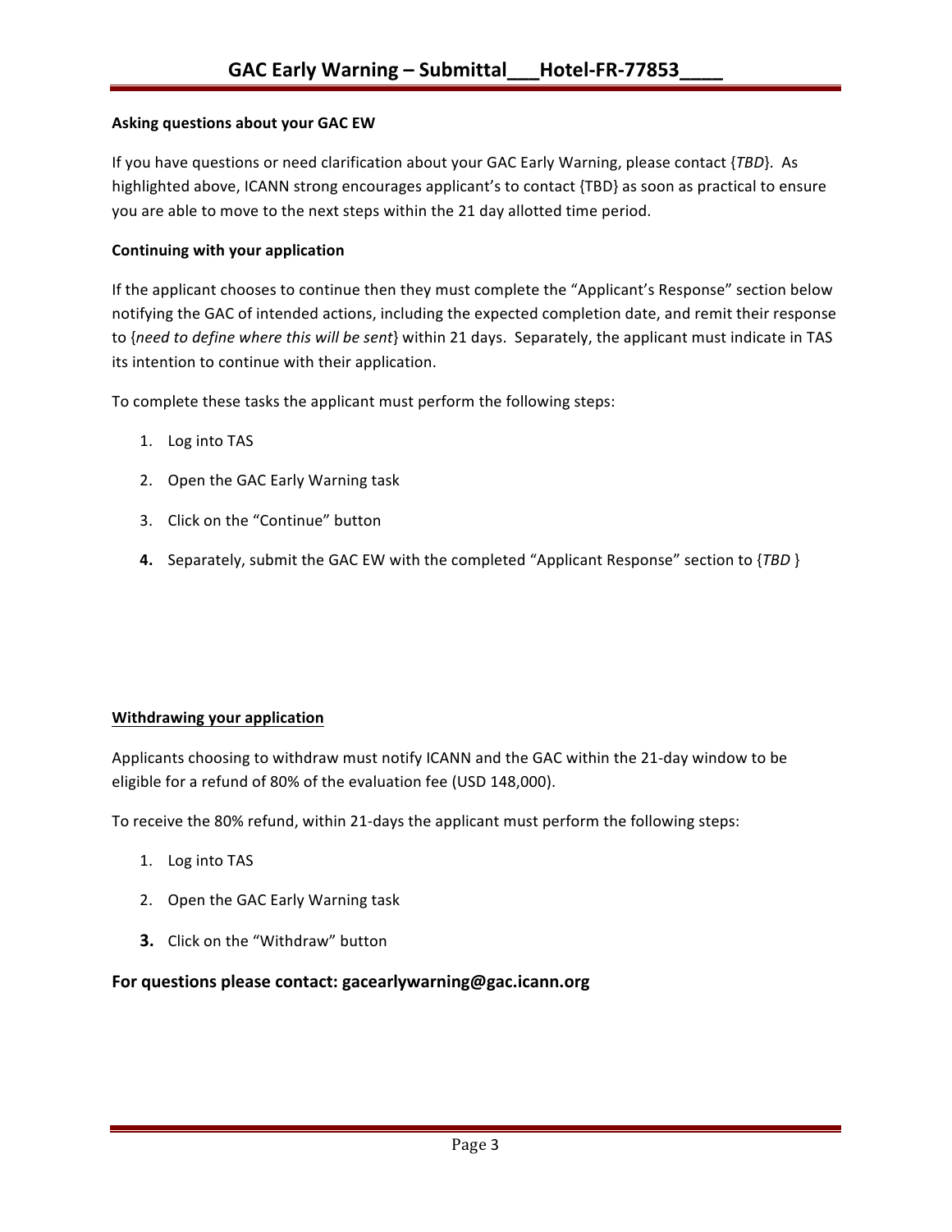**Asking questions about your GAC EW**

If you have questions or need clarification about your GAC Early Warning, please contact {*TBD*}. As highlighted above, ICANN strong encourages applicant's to contact {TBD} as soon as practical to ensure you are able to move to the next steps within the 21 day allotted time period.

**Continuing with your application**

If the applicant chooses to continue then they must complete the "Applicant's Response" section below notifying the GAC of intended actions, including the expected completion date, and remit their response to {*need to define where this will be sent*} within 21 days. Separately, the applicant must indicate in TAS its intention to continue with their application.

To complete these tasks the applicant must perform the following steps:

1. Log into TAS
2. Open the GAC Early Warning task
3. Click on the "Continue" button
4. Separately, submit the GAC EW with the completed "Applicant Response" section to {*TBD* }

**Withdrawing your application**

Applicants choosing to withdraw must notify ICANN and the GAC within the 21-day window to be eligible for a refund of 80% of the evaluation fee (USD 148,000).

To receive the 80% refund, within 21-days the applicant must perform the following steps:

1. Log into TAS
2. Open the GAC Early Warning task
3. Click on the "Withdraw" button

**For questions please contact: gacearlywarning@gac.icann.org**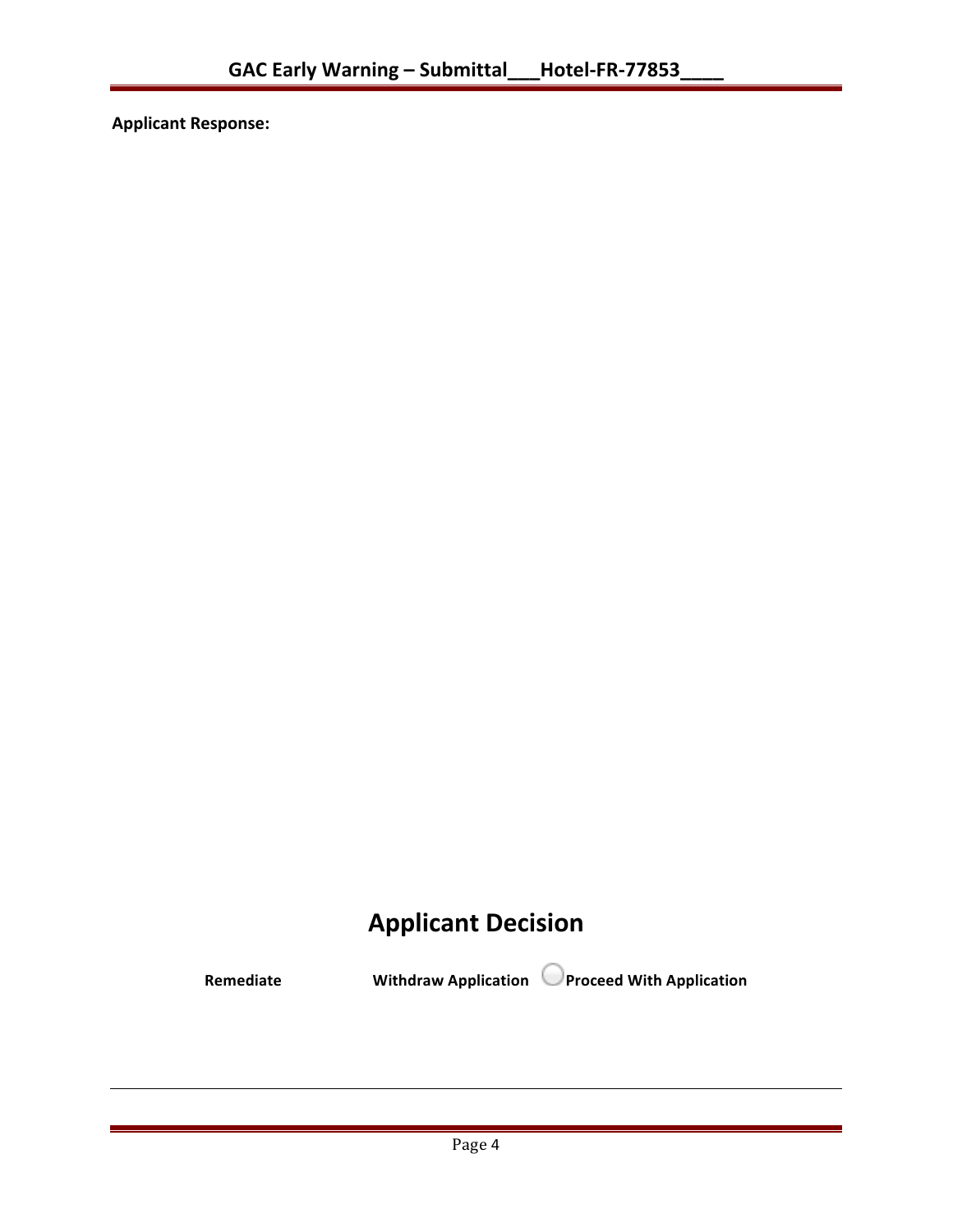**Applicant Response:**

# Applicant Decision

**Remediate** **Withdraw Application** **Proceed With Application**